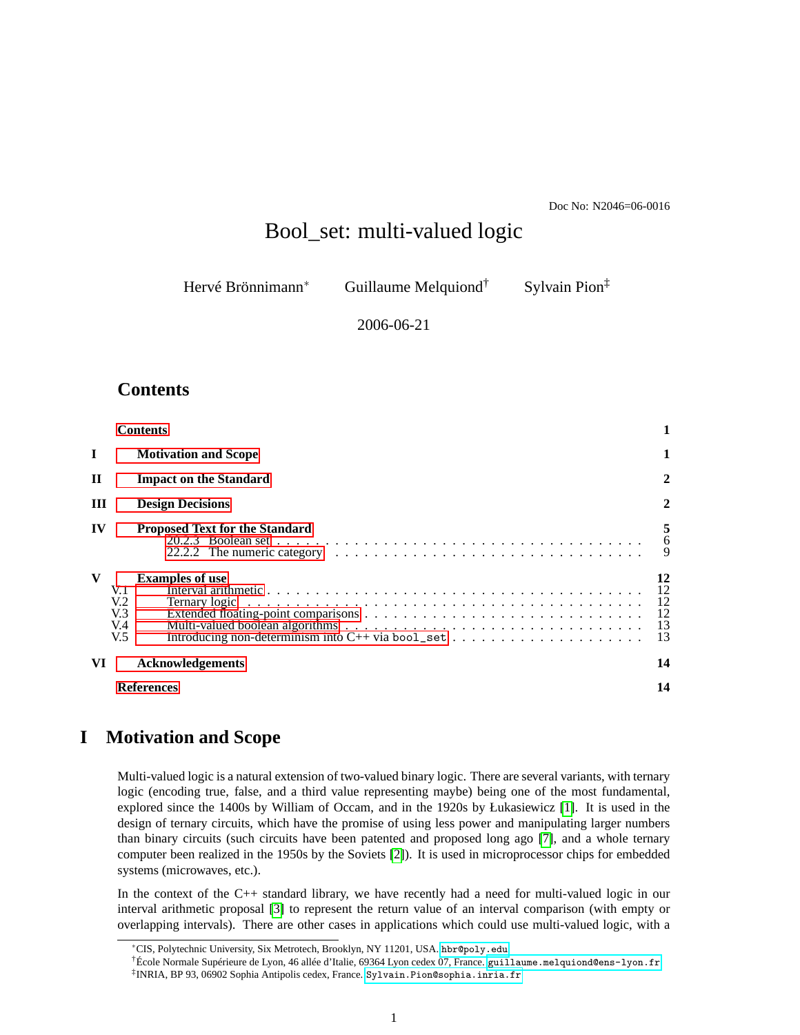Doc No: N2046=06-0016

# Bool_set: multi-valued logic

Hervé Brönnimann* Guillaume Melquiond† Sylvain Pion‡

2006-06-21

## Contents

| | | |
|---|---|---|
| | Contents | 1 |
| I | Motivation and Scope | 1 |
| II | Impact on the Standard | 2 |
| III | Design Decisions | 2 |
| IV | Proposed Text for the Standard | 5 |
| | 20.2.3 Boolean set | 6 |
| | 22.2.2 The numeric category | 9 |
| V | Examples of use | 12 |
| V.1 | Interval arithmetic | 12 |
| V.2 | Ternary logic | 12 |
| V.3 | Extended floating-point comparisons | 12 |
| V.4 | Multi-valued boolean algorithms | 13 |
| V.5 | Introducing non-determinism into C++ via `bool_set` | 13 |
| VI | Acknowledgements | 14 |
| | References | 14 |

# I Motivation and Scope

Multi-valued logic is a natural extension of two-valued binary logic. There are several variants, with ternary logic (encoding true, false, and a third value representing maybe) being one of the most fundamental, explored since the 1400s by William of Occam, and in the 1920s by Łukasiewicz [1]. It is used in the design of ternary circuits, which have the promise of using less power and manipulating larger numbers than binary circuits (such circuits have been patented and proposed long ago [7], and a whole ternary computer been realized in the 1950s by the Soviets [2]). It is used in microprocessor chips for embedded systems (microwaves, etc.).

In the context of the C++ standard library, we have recently had a need for multi-valued logic in our interval arithmetic proposal [3] to represent the return value of an interval comparison (with empty or overlapping intervals). There are other cases in applications which could use multi-valued logic, with a

*CIS, Polytechnic University, Six Metrotech, Brooklyn, NY 11201, USA. hbr@poly.edu

†École Normale Supérieure de Lyon, 46 allée d'Italie, 69364 Lyon cedex 07, France. guillaume.melquiond@ens-lyon.fr

‡INRIA, BP 93, 06902 Sophia Antipolis cedex, France. Sylvain.Pion@sophia.inria.fr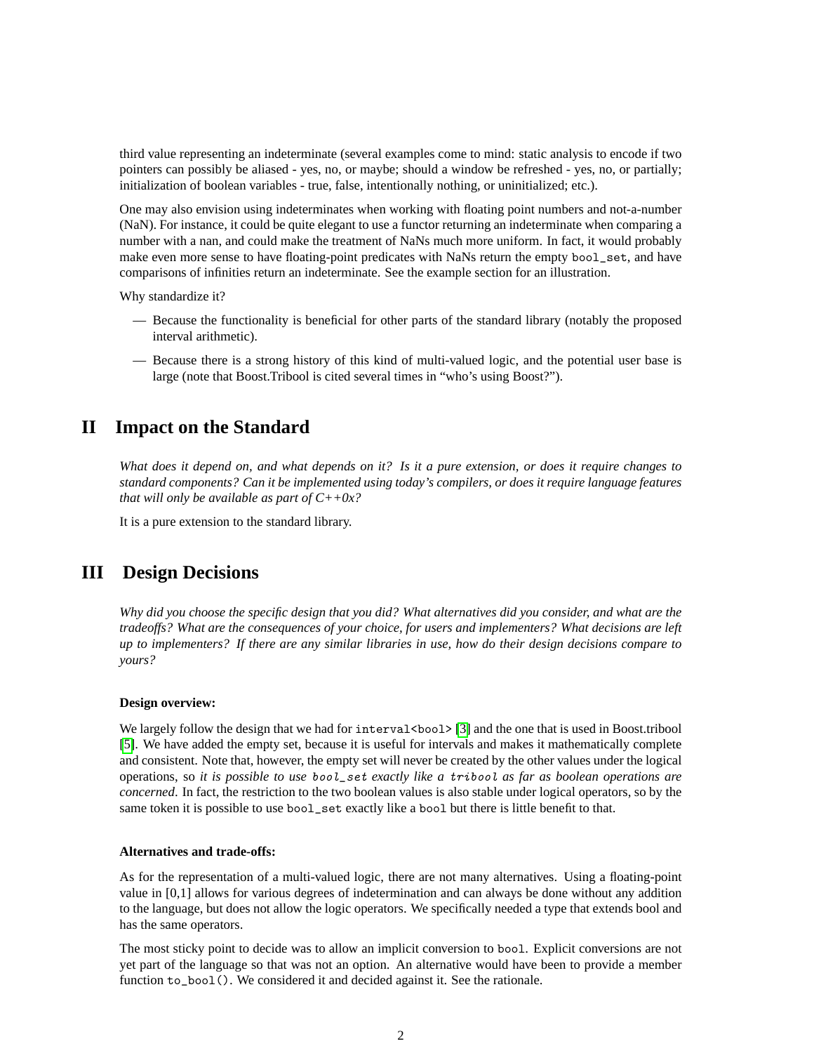third value representing an indeterminate (several examples come to mind: static analysis to encode if two pointers can possibly be aliased - yes, no, or maybe; should a window be refreshed - yes, no, or partially; initialization of boolean variables - true, false, intentionally nothing, or uninitialized; etc.).

One may also envision using indeterminates when working with floating point numbers and not-a-number (NaN). For instance, it could be quite elegant to use a functor returning an indeterminate when comparing a number with a nan, and could make the treatment of NaNs much more uniform. In fact, it would probably make even more sense to have floating-point predicates with NaNs return the empty `bool_set`, and have comparisons of infinities return an indeterminate. See the example section for an illustration.

Why standardize it?

— Because the functionality is beneficial for other parts of the standard library (notably the proposed interval arithmetic).

— Because there is a strong history of this kind of multi-valued logic, and the potential user base is large (note that Boost.Tribool is cited several times in “who’s using Boost?”).

## II Impact on the Standard

*What does it depend on, and what depends on it? Is it a pure extension, or does it require changes to standard components? Can it be implemented using today’s compilers, or does it require language features that will only be available as part of C++0x?*

It is a pure extension to the standard library.

## III Design Decisions

*Why did you choose the specific design that you did? What alternatives did you consider, and what are the tradeoffs? What are the consequences of your choice, for users and implementers? What decisions are left up to implementers? If there are any similar libraries in use, how do their design decisions compare to yours?*

**Design overview:**

We largely follow the design that we had for `interval<bool>` [3] and the one that is used in Boost.tribool [5]. We have added the empty set, because it is useful for intervals and makes it mathematically complete and consistent. Note that, however, the empty set will never be created by the other values under the logical operations, so *it is possible to use `bool_set` exactly like a `tribool` as far as boolean operations are concerned*. In fact, the restriction to the two boolean values is also stable under logical operators, so by the same token it is possible to use `bool_set` exactly like a `bool` but there is little benefit to that.

**Alternatives and trade-offs:**

As for the representation of a multi-valued logic, there are not many alternatives. Using a floating-point value in [0,1] allows for various degrees of indetermination and can always be done without any addition to the language, but does not allow the logic operators. We specifically needed a type that extends bool and has the same operators.

The most sticky point to decide was to allow an implicit conversion to `bool`. Explicit conversions are not yet part of the language so that was not an option. An alternative would have been to provide a member function `to_bool()`. We considered it and decided against it. See the rationale.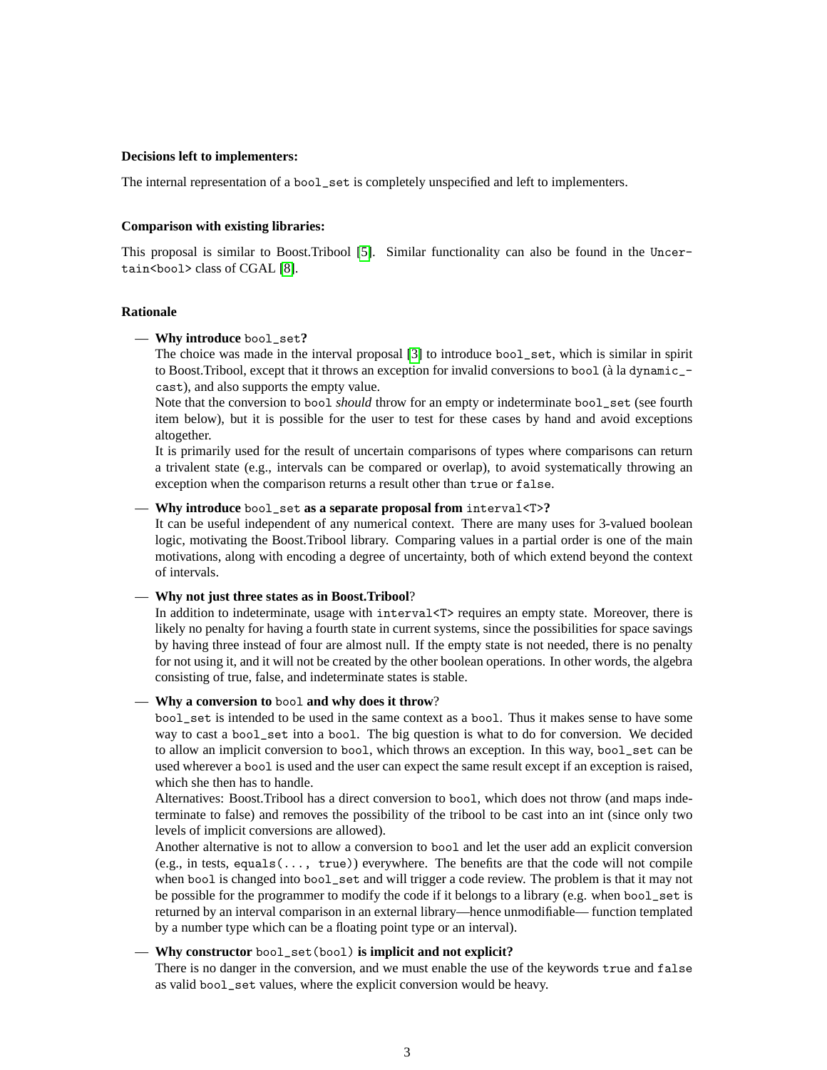**Decisions left to implementers:**

The internal representation of a `bool_set` is completely unspecified and left to implementers.

**Comparison with existing libraries:**

This proposal is similar to Boost.Tribool [5]. Similar functionality can also be found in the `Uncertain<bool>` class of CGAL [8].

**Rationale**

— **Why introduce `bool_set`?**
The choice was made in the interval proposal [3] to introduce `bool_set`, which is similar in spirit to Boost.Tribool, except that it throws an exception for invalid conversions to `bool` (à la `dynamic_cast`), and also supports the empty value.
Note that the conversion to `bool` *should* throw for an empty or indeterminate `bool_set` (see fourth item below), but it is possible for the user to test for these cases by hand and avoid exceptions altogether.
It is primarily used for the result of uncertain comparisons of types where comparisons can return a trivalent state (e.g., intervals can be compared or overlap), to avoid systematically throwing an exception when the comparison returns a result other than `true` or `false`.

— **Why introduce `bool_set` as a separate proposal from `interval<T>`?**
It can be useful independent of any numerical context. There are many uses for 3-valued boolean logic, motivating the Boost.Tribool library. Comparing values in a partial order is one of the main motivations, along with encoding a degree of uncertainty, both of which extend beyond the context of intervals.

— **Why not just three states as in Boost.Tribool**?
In addition to indeterminate, usage with `interval<T>` requires an empty state. Moreover, there is likely no penalty for having a fourth state in current systems, since the possibilities for space savings by having three instead of four are almost null. If the empty state is not needed, there is no penalty for not using it, and it will not be created by the other boolean operations. In other words, the algebra consisting of true, false, and indeterminate states is stable.

— **Why a conversion to `bool` and why does it throw**?
`bool_set` is intended to be used in the same context as a `bool`. Thus it makes sense to have some way to cast a `bool_set` into a `bool`. The big question is what to do for conversion. We decided to allow an implicit conversion to `bool`, which throws an exception. In this way, `bool_set` can be used wherever a `bool` is used and the user can expect the same result except if an exception is raised, which she then has to handle.
Alternatives: Boost.Tribool has a direct conversion to `bool`, which does not throw (and maps indeterminate to false) and removes the possibility of the tribool to be cast into an int (since only two levels of implicit conversions are allowed).
Another alternative is not to allow a conversion to `bool` and let the user add an explicit conversion (e.g., in tests, `equals(..., true)`) everywhere. The benefits are that the code will not compile when `bool` is changed into `bool_set` and will trigger a code review. The problem is that it may not be possible for the programmer to modify the code if it belongs to a library (e.g. when `bool_set` is returned by an interval comparison in an external library—hence unmodifiable— function templated by a number type which can be a floating point type or an interval).

— **Why constructor `bool_set(bool)` is implicit and not explicit?**
There is no danger in the conversion, and we must enable the use of the keywords `true` and `false` as valid `bool_set` values, where the explicit conversion would be heavy.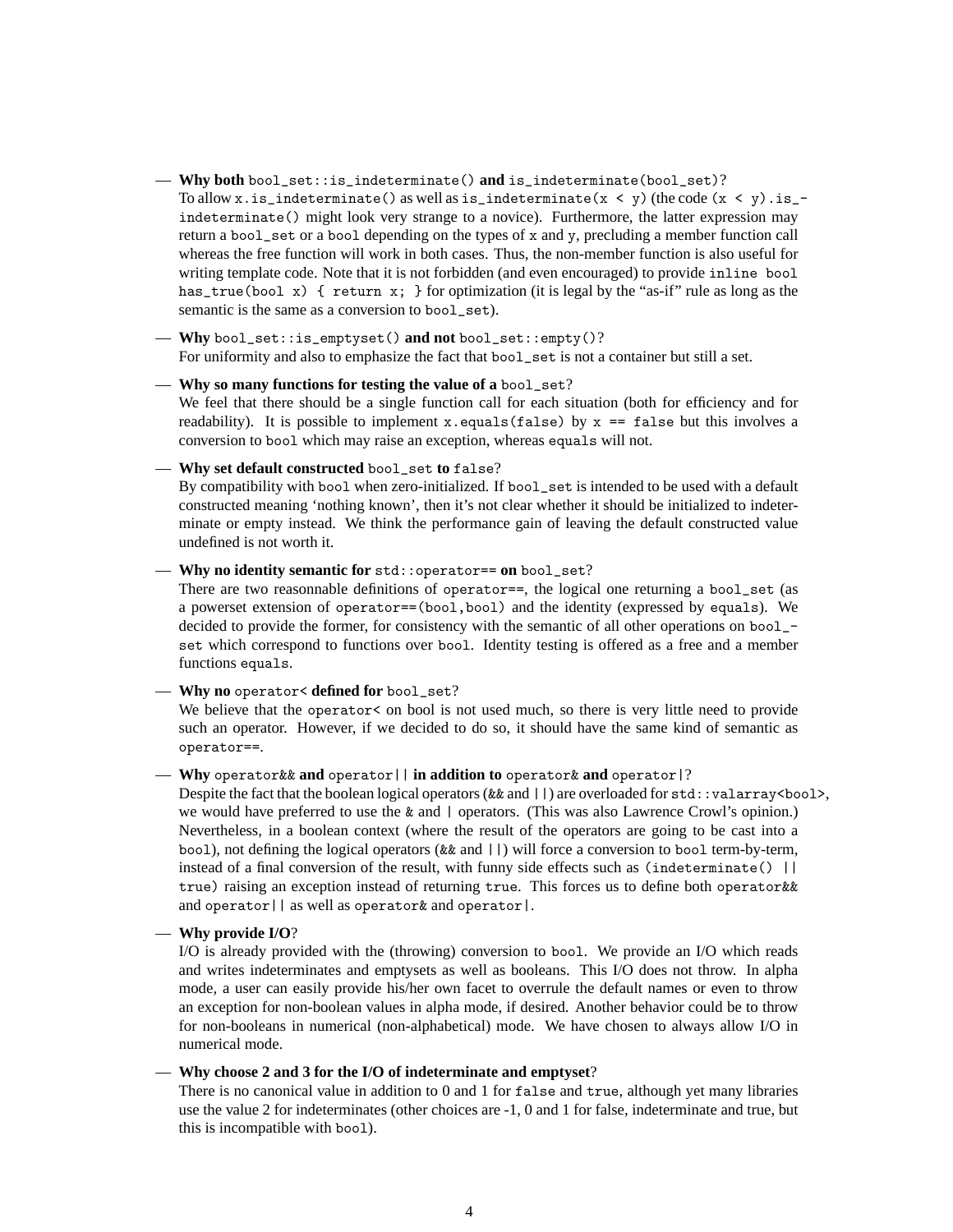— **Why both** `bool_set::is_indeterminate()` **and** `is_indeterminate(bool_set)`?
To allow `x.is_indeterminate()` as well as `is_indeterminate(x < y)` (the code `(x < y).is_indeterminate()` might look very strange to a novice). Furthermore, the latter expression may return a `bool_set` or a `bool` depending on the types of `x` and `y`, precluding a member function call whereas the free function will work in both cases. Thus, the non-member function is also useful for writing template code. Note that it is not forbidden (and even encouraged) to provide `inline bool has_true(bool x) { return x; }` for optimization (it is legal by the "as-if" rule as long as the semantic is the same as a conversion to `bool_set`).

— **Why** `bool_set::is_emptyset()` **and not** `bool_set::empty()`?
For uniformity and also to emphasize the fact that `bool_set` is not a container but still a set.

— **Why so many functions for testing the value of a** `bool_set`?
We feel that there should be a single function call for each situation (both for efficiency and for readability). It is possible to implement `x.equals(false)` by `x == false` but this involves a conversion to `bool` which may raise an exception, whereas `equals` will not.

— **Why set default constructed** `bool_set` **to** `false`?
By compatibility with `bool` when zero-initialized. If `bool_set` is intended to be used with a default constructed meaning 'nothing known', then it's not clear whether it should be initialized to indeterminate or empty instead. We think the performance gain of leaving the default constructed value undefined is not worth it.

— **Why no identity semantic for** `std::operator==` **on** `bool_set`?
There are two reasonnable definitions of `operator==`, the logical one returning a `bool_set` (as a powerset extension of `operator==(bool,bool)` and the identity (expressed by `equals`). We decided to provide the former, for consistency with the semantic of all other operations on `bool_set` which correspond to functions over `bool`. Identity testing is offered as a free and a member functions `equals`.

— **Why no** `operator<` **defined for** `bool_set`?
We believe that the `operator<` on bool is not used much, so there is very little need to provide such an operator. However, if we decided to do so, it should have the same kind of semantic as `operator==`.

— **Why** `operator&&` **and** `operator||` **in addition to** `operator&` **and** `operator|`?
Despite the fact that the boolean logical operators (`&&` and `||`) are overloaded for `std::valarray<bool>`, we would have preferred to use the `&` and `|` operators. (This was also Lawrence Crowl's opinion.) Nevertheless, in a boolean context (where the result of the operators are going to be cast into a `bool`), not defining the logical operators (`&&` and `||`) will force a conversion to `bool` term-by-term, instead of a final conversion of the result, with funny side effects such as `(indeterminate() || true)` raising an exception instead of returning `true`. This forces us to define both `operator&&` and `operator||` as well as `operator&` and `operator|`.

— **Why provide I/O**?
I/O is already provided with the (throwing) conversion to `bool`. We provide an I/O which reads and writes indeterminates and emptysets as well as booleans. This I/O does not throw. In alpha mode, a user can easily provide his/her own facet to overrule the default names or even to throw an exception for non-boolean values in alpha mode, if desired. Another behavior could be to throw for non-booleans in numerical (non-alphabetical) mode. We have chosen to always allow I/O in numerical mode.

— **Why choose 2 and 3 for the I/O of indeterminate and emptyset**?
There is no canonical value in addition to 0 and 1 for `false` and `true`, although yet many libraries use the value 2 for indeterminates (other choices are -1, 0 and 1 for false, indeterminate and true, but this is incompatible with `bool`).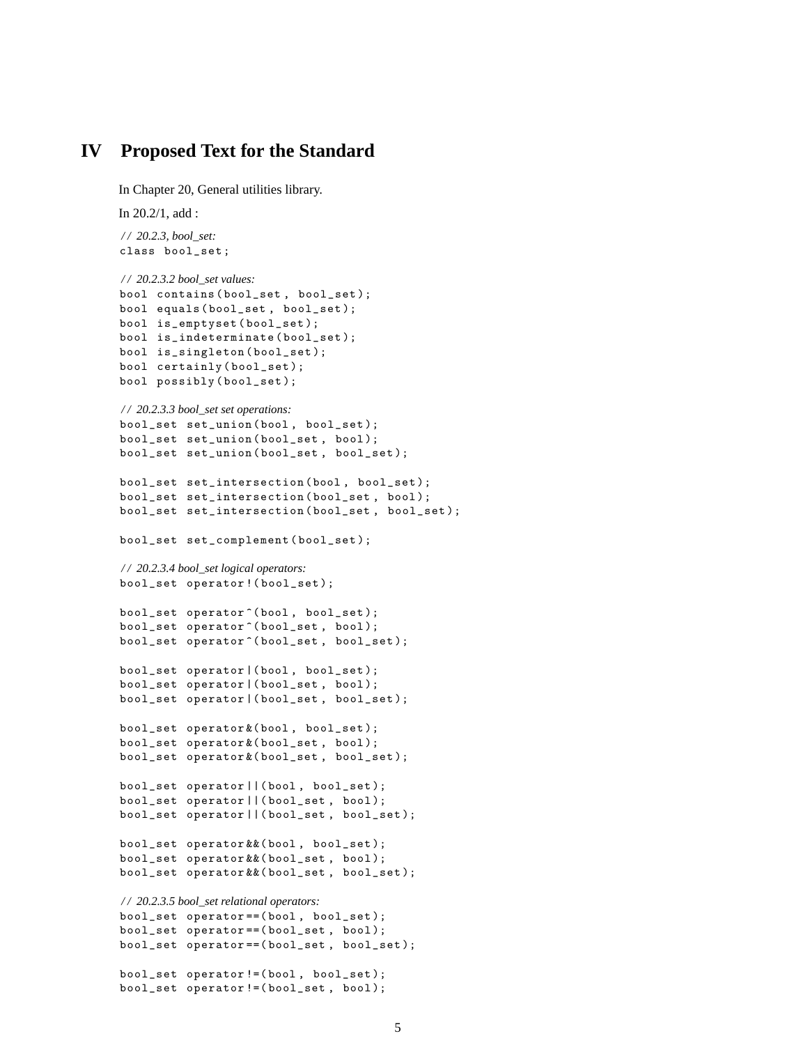# IV Proposed Text for the Standard

In Chapter 20, General utilities library.

In 20.2/1, add :

```
// 20.2.3, bool_set:
class bool_set;

// 20.2.3.2 bool_set values:
bool contains(bool_set, bool_set);
bool equals(bool_set, bool_set);
bool is_emptyset(bool_set);
bool is_indeterminate(bool_set);
bool is_singleton(bool_set);
bool certainly(bool_set);
bool possibly(bool_set);

// 20.2.3.3 bool_set set operations:
bool_set set_union(bool, bool_set);
bool_set set_union(bool_set, bool);
bool_set set_union(bool_set, bool_set);

bool_set set_intersection(bool, bool_set);
bool_set set_intersection(bool_set, bool);
bool_set set_intersection(bool_set, bool_set);

bool_set set_complement(bool_set);

// 20.2.3.4 bool_set logical operators:
bool_set operator!(bool_set);

bool_set operator^(bool, bool_set);
bool_set operator^(bool_set, bool);
bool_set operator^(bool_set, bool_set);

bool_set operator|(bool, bool_set);
bool_set operator|(bool_set, bool);
bool_set operator|(bool_set, bool_set);

bool_set operator&(bool, bool_set);
bool_set operator&(bool_set, bool);
bool_set operator&(bool_set, bool_set);

bool_set operator||(bool, bool_set);
bool_set operator||(bool_set, bool);
bool_set operator||(bool_set, bool_set);

bool_set operator&&(bool, bool_set);
bool_set operator&&(bool_set, bool);
bool_set operator&&(bool_set, bool_set);

// 20.2.3.5 bool_set relational operators:
bool_set operator==(bool, bool_set);
bool_set operator==(bool_set, bool);
bool_set operator==(bool_set, bool_set);

bool_set operator!=(bool, bool_set);
bool_set operator!=(bool_set, bool);
```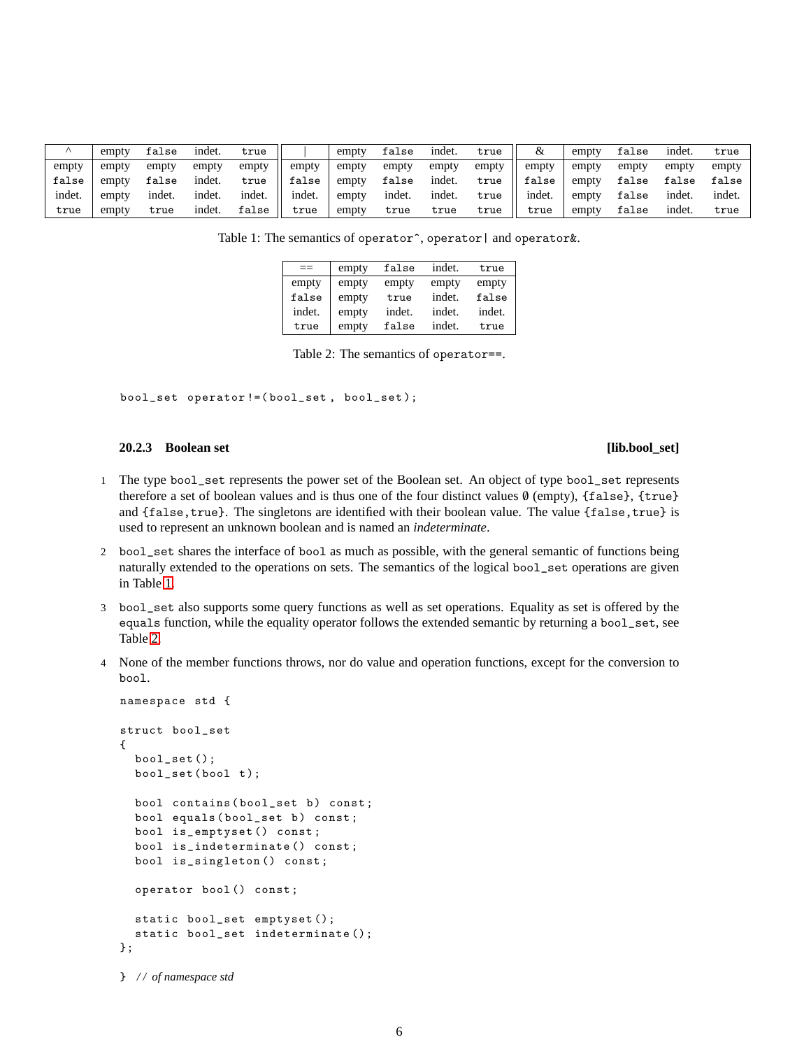| ^ | empty | false | indet. | true |
|---|---|---|---|---|
| empty | empty | empty | empty | empty |
| false | empty | false | indet. | true |
| indet. | empty | indet. | indet. | indet. |
| true | empty | true | indet. | false |

| \| | empty | false | indet. | true |
|---|---|---|---|---|
| empty | empty | empty | empty | empty |
| false | empty | false | indet. | true |
| indet. | empty | indet. | indet. | true |
| true | empty | true | true | true |

| & | empty | false | indet. | true |
|---|---|---|---|---|
| empty | empty | empty | empty | empty |
| false | empty | false | false | false |
| indet. | empty | false | indet. | indet. |
| true | empty | false | indet. | true |

Table 1: The semantics of `operator^`, `operator|` and `operator&`.

| == | empty | false | indet. | true |
|---|---|---|---|---|
| empty | empty | empty | empty | empty |
| false | empty | true | indet. | false |
| indet. | empty | indet. | indet. | indet. |
| true | empty | false | indet. | true |

Table 2: The semantics of `operator==`.

```
bool_set operator!=(bool_set, bool_set);
```

### 20.2.3 Boolean set [lib.bool_set]

1 The type `bool_set` represents the power set of the Boolean set. An object of type `bool_set` represents therefore a set of boolean values and is thus one of the four distinct values $\emptyset$ (empty), `{false}`, `{true}` and `{false,true}`. The singletons are identified with their boolean value. The value `{false,true}` is used to represent an unknown boolean and is named an *indeterminate*.

2 `bool_set` shares the interface of `bool` as much as possible, with the general semantic of functions being naturally extended to the operations on sets. The semantics of the logical `bool_set` operations are given in Table 1.

3 `bool_set` also supports some query functions as well as set operations. Equality as set is offered by the `equals` function, while the equality operator follows the extended semantic by returning a `bool_set`, see Table 2.

4 None of the member functions throws, nor do value and operation functions, except for the conversion to `bool`.

```
namespace std {

struct bool_set
{
  bool_set();
  bool_set(bool t);

  bool contains(bool_set b) const;
  bool equals(bool_set b) const;
  bool is_emptyset() const;
  bool is_indeterminate() const;
  bool is_singleton() const;

  operator bool() const;

  static bool_set emptyset();
  static bool_set indeterminate();
};

} // of namespace std
```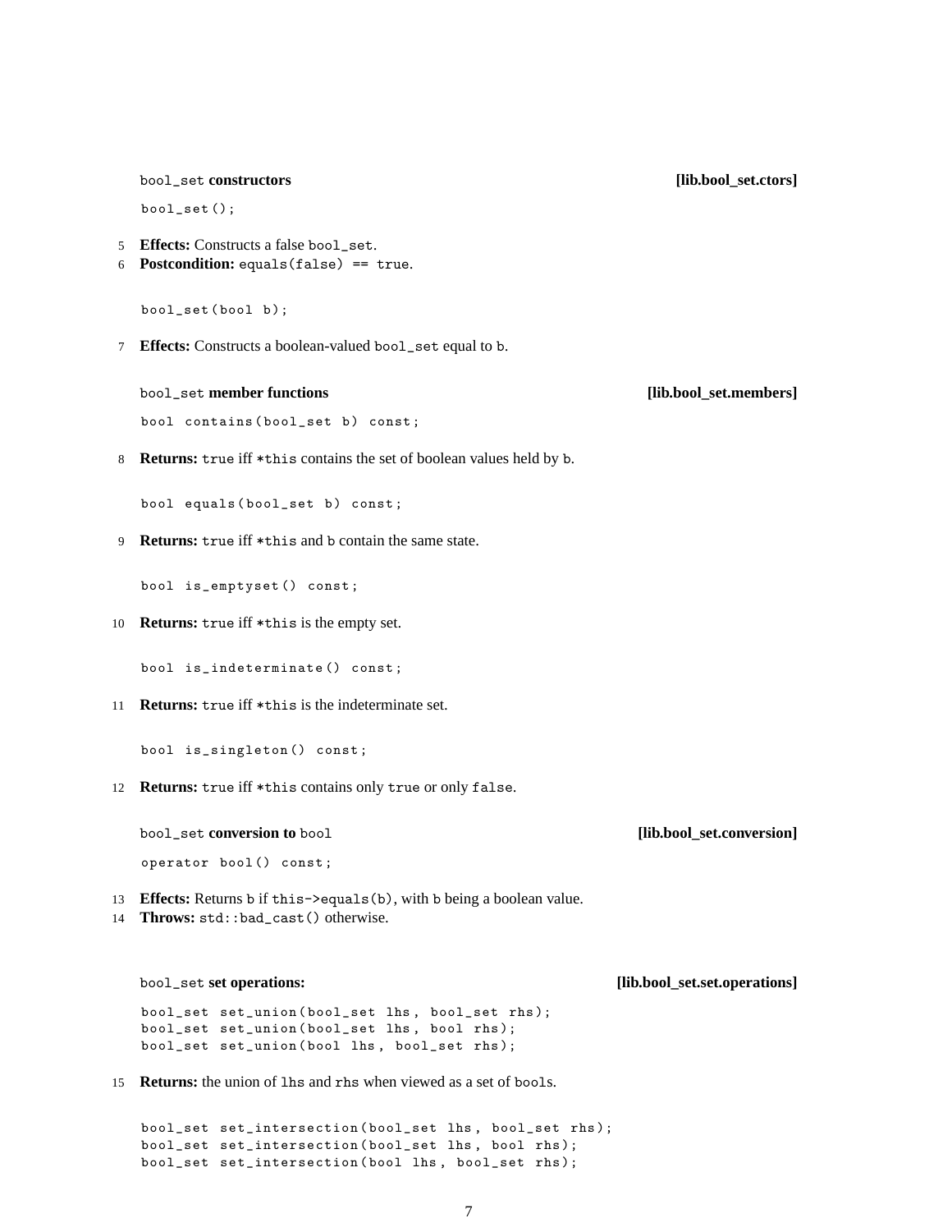### `bool_set` constructors **[lib.bool_set.ctors]**

```
bool_set();
```

5 **Effects:** Constructs a false `bool_set`.

6 **Postcondition:** `equals(false) == true`.

```
bool_set(bool b);
```

7 **Effects:** Constructs a boolean-valued `bool_set` equal to `b`.

### `bool_set` member functions **[lib.bool_set.members]**

```
bool contains(bool_set b) const;
```

8 **Returns:** `true` iff `*this` contains the set of boolean values held by `b`.

```
bool equals(bool_set b) const;
```

9 **Returns:** `true` iff `*this` and `b` contain the same state.

```
bool is_emptyset() const;
```

10 **Returns:** `true` iff `*this` is the empty set.

```
bool is_indeterminate() const;
```

11 **Returns:** `true` iff `*this` is the indeterminate set.

```
bool is_singleton() const;
```

12 **Returns:** `true` iff `*this` contains only `true` or only `false`.

### `bool_set` conversion to `bool` **[lib.bool_set.conversion]**

```
operator bool() const;
```

13 **Effects:** Returns `b` if `this->equals(b)`, with `b` being a boolean value.

14 **Throws:** `std::bad_cast()` otherwise.

### `bool_set` set operations: **[lib.bool_set.set.operations]**

```
bool_set set_union(bool_set lhs, bool_set rhs);
bool_set set_union(bool_set lhs, bool rhs);
bool_set set_union(bool lhs, bool_set rhs);
```

15 **Returns:** the union of `lhs` and `rhs` when viewed as a set of `bool`s.

```
bool_set set_intersection(bool_set lhs, bool_set rhs);
bool_set set_intersection(bool_set lhs, bool rhs);
bool_set set_intersection(bool lhs, bool_set rhs);
```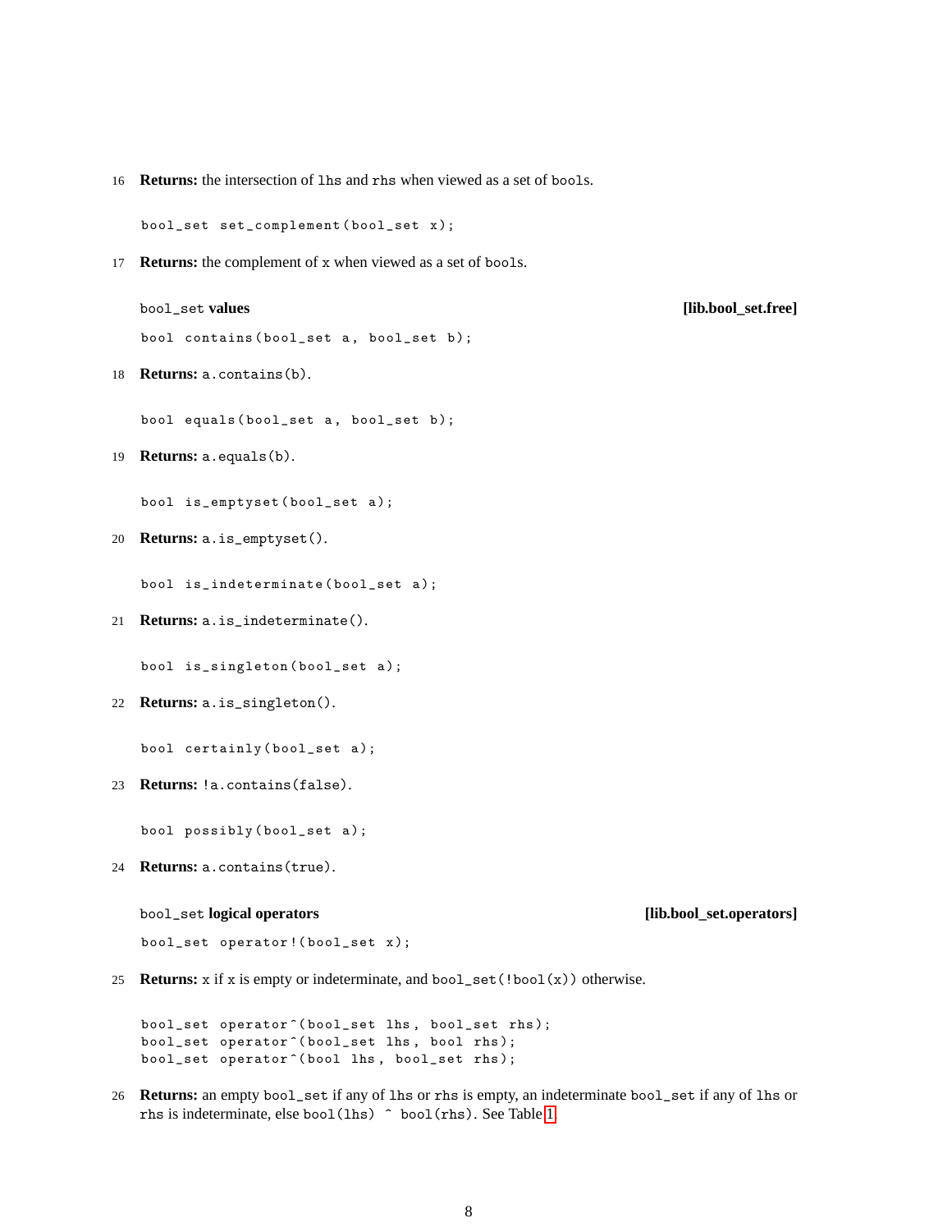16 **Returns:** the intersection of `lhs` and `rhs` when viewed as a set of `bool`s.

```
bool_set set_complement(bool_set x);
```

17 **Returns:** the complement of `x` when viewed as a set of `bool`s.

### `bool_set` values [lib.bool_set.free]

```
bool contains(bool_set a, bool_set b);
```

18 **Returns:** `a.contains(b)`.

```
bool equals(bool_set a, bool_set b);
```

19 **Returns:** `a.equals(b)`.

```
bool is_emptyset(bool_set a);
```

20 **Returns:** `a.is_emptyset()`.

```
bool is_indeterminate(bool_set a);
```

21 **Returns:** `a.is_indeterminate()`.

```
bool is_singleton(bool_set a);
```

22 **Returns:** `a.is_singleton()`.

```
bool certainly(bool_set a);
```

23 **Returns:** `!a.contains(false)`.

```
bool possibly(bool_set a);
```

24 **Returns:** `a.contains(true)`.

### `bool_set` logical operators [lib.bool_set.operators]

```
bool_set operator!(bool_set x);
```

25 **Returns:** `x` if `x` is empty or indeterminate, and `bool_set(!bool(x))` otherwise.

```
bool_set operator^(bool_set lhs, bool_set rhs);
bool_set operator^(bool_set lhs, bool rhs);
bool_set operator^(bool lhs, bool_set rhs);
```

26 **Returns:** an empty `bool_set` if any of `lhs` or `rhs` is empty, an indeterminate `bool_set` if any of `lhs` or `rhs` is indeterminate, else `bool(lhs) ^ bool(rhs)`. See Table 1.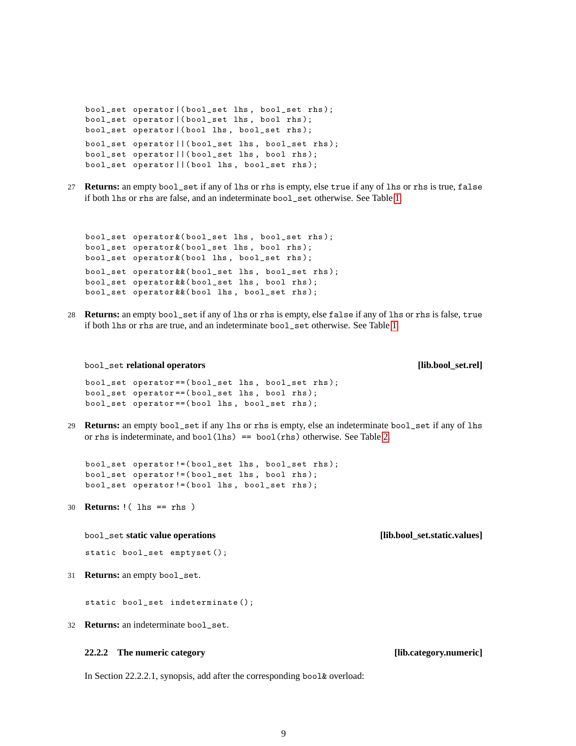```
bool_set operator|(bool_set lhs, bool_set rhs);
bool_set operator|(bool_set lhs, bool rhs);
bool_set operator|(bool lhs, bool_set rhs);
bool_set operator||(bool_set lhs, bool_set rhs);
bool_set operator||(bool_set lhs, bool rhs);
bool_set operator||(bool lhs, bool_set rhs);
```

27 **Returns:** an empty `bool_set` if any of `lhs` or `rhs` is empty, else `true` if any of `lhs` or `rhs` is true, `false` if both `lhs` or `rhs` are false, and an indeterminate `bool_set` otherwise. See Table 1.

```
bool_set operator&(bool_set lhs, bool_set rhs);
bool_set operator&(bool_set lhs, bool rhs);
bool_set operator&(bool lhs, bool_set rhs);
bool_set operator&&(bool_set lhs, bool_set rhs);
bool_set operator&&(bool_set lhs, bool rhs);
bool_set operator&&(bool lhs, bool_set rhs);
```

28 **Returns:** an empty `bool_set` if any of `lhs` or `rhs` is empty, else `false` if any of `lhs` or `rhs` is false, `true` if both `lhs` or `rhs` are true, and an indeterminate `bool_set` otherwise. See Table 1.

#### `bool_set` relational operators [lib.bool_set.rel]

```
bool_set operator==(bool_set lhs, bool_set rhs);
bool_set operator==(bool_set lhs, bool rhs);
bool_set operator==(bool lhs, bool_set rhs);
```

29 **Returns:** an empty `bool_set` if any `lhs` or `rhs` is empty, else an indeterminate `bool_set` if any of `lhs` or `rhs` is indeterminate, and `bool(lhs) == bool(rhs)` otherwise. See Table 2.

```
bool_set operator!=(bool_set lhs, bool_set rhs);
bool_set operator!=(bool_set lhs, bool rhs);
bool_set operator!=(bool lhs, bool_set rhs);
```

30 **Returns:** `!( lhs == rhs )`

#### `bool_set` static value operations [lib.bool_set.static.values]

```
static bool_set emptyset();
```

31 **Returns:** an empty `bool_set`.

```
static bool_set indeterminate();
```

32 **Returns:** an indeterminate `bool_set`.

### 22.2.2 The numeric category [lib.category.numeric]

In Section 22.2.2.1, synopsis, add after the corresponding `bool&` overload: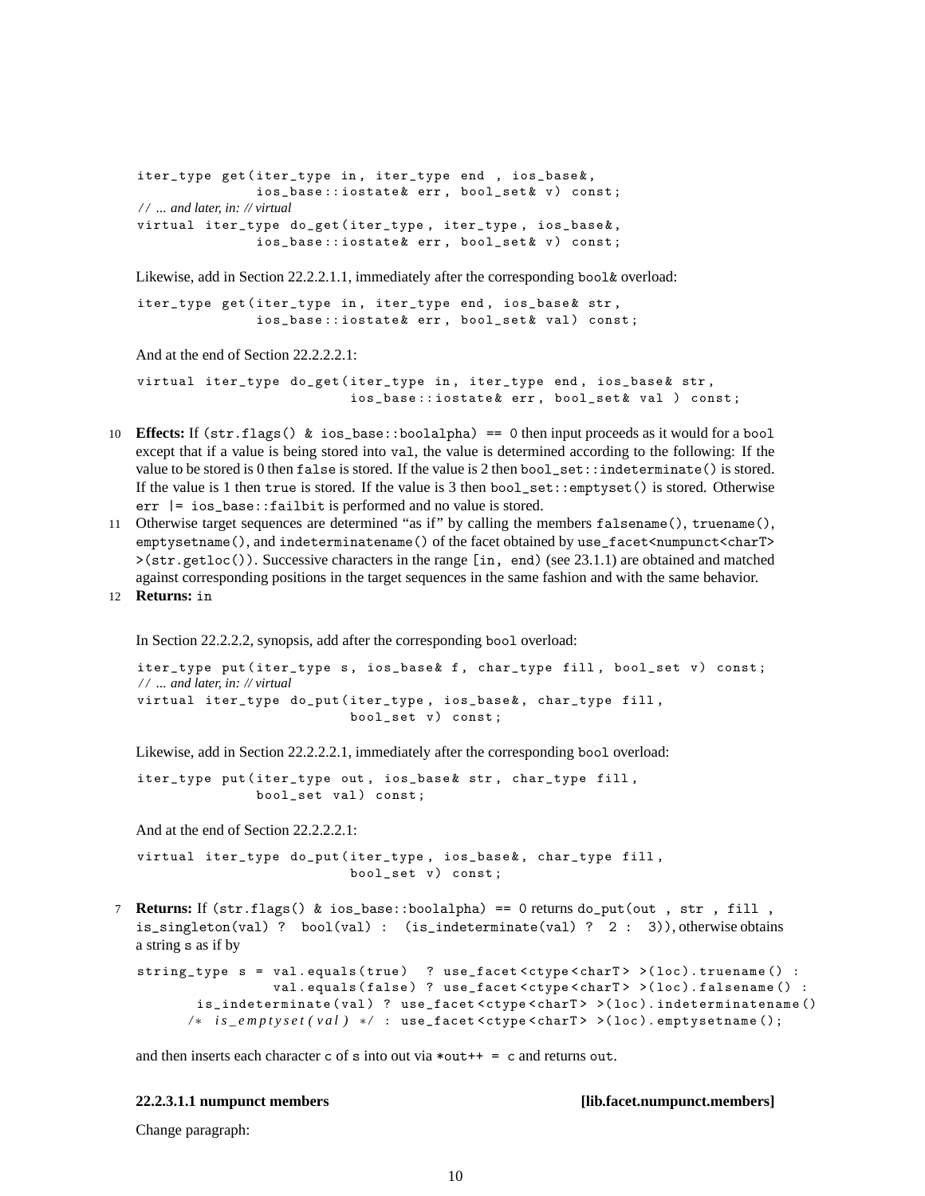```
iter_type get(iter_type in, iter_type end , ios_base&,
              ios_base::iostate& err, bool_set& v) const;
// ... and later, in: // virtual
virtual iter_type do_get(iter_type, iter_type, ios_base&,
              ios_base::iostate& err, bool_set& v) const;
```

Likewise, add in Section 22.2.2.1.1, immediately after the corresponding `bool&` overload:

```
iter_type get(iter_type in, iter_type end, ios_base& str,
              ios_base::iostate& err, bool_set& val) const;
```

And at the end of Section 22.2.2.2.1:

```
virtual iter_type do_get(iter_type in, iter_type end, ios_base& str,
                         ios_base::iostate& err, bool_set& val ) const;
```

10 **Effects:** If `(str.flags() & ios_base::boolalpha) == 0` then input proceeds as it would for a `bool` except that if a value is being stored into `val`, the value is determined according to the following: If the value to be stored is 0 then `false` is stored. If the value is 2 then `bool_set::indeterminate()` is stored. If the value is 1 then `true` is stored. If the value is 3 then `bool_set::emptyset()` is stored. Otherwise `err |= ios_base::failbit` is performed and no value is stored.

11 Otherwise target sequences are determined "as if" by calling the members `falsename()`, `truename()`, `emptysetname()`, and `indeterminatename()` of the facet obtained by `use_facet<numpunct<charT> >(str.getloc())`. Successive characters in the range `[in, end)` (see 23.1.1) are obtained and matched against corresponding positions in the target sequences in the same fashion and with the same behavior.

12 **Returns:** `in`

In Section 22.2.2.2, synopsis, add after the corresponding `bool` overload:

```
iter_type put(iter_type s, ios_base& f, char_type fill, bool_set v) const;
// ... and later, in: // virtual
virtual iter_type do_put(iter_type, ios_base&, char_type fill,
                         bool_set v) const;
```

Likewise, add in Section 22.2.2.2.1, immediately after the corresponding `bool` overload:

```
iter_type put(iter_type out, ios_base& str, char_type fill,
              bool_set val) const;
```

And at the end of Section 22.2.2.2.1:

```
virtual iter_type do_put(iter_type, ios_base&, char_type fill,
                         bool_set v) const;
```

7 **Returns:** If `(str.flags() & ios_base::boolalpha) == 0` returns `do_put(out , str , fill , is_singleton(val) ? bool(val) : (is_indeterminate(val) ? 2 : 3))`, otherwise obtains a string `s` as if by

```
string_type s = val.equals(true)  ? use_facet<ctype<charT> >(loc).truename() :
                val.equals(false) ? use_facet<ctype<charT> >(loc).falsename() :
      is_indeterminate(val) ? use_facet<ctype<charT> >(loc).indeterminatename()
     /* is_emptyset(val) */ : use_facet<ctype<charT> >(loc).emptysetname();
```

and then inserts each character `c` of `s` into out via `*out++ = c` and returns `out`.

### 22.2.3.1.1 numpunct members [lib.facet.numpunct.members]

Change paragraph: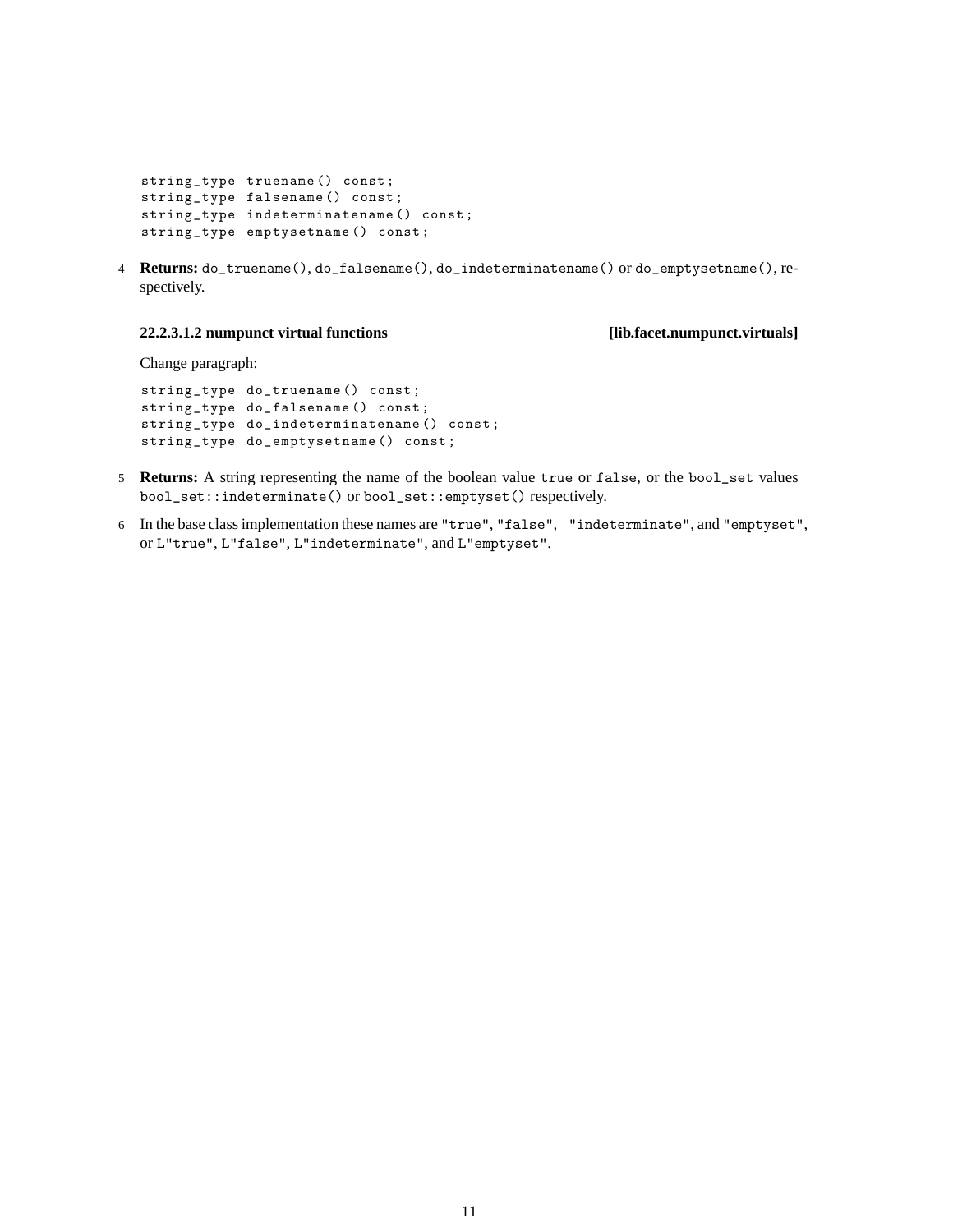```
string_type truename() const;
string_type falsename() const;
string_type indeterminatename() const;
string_type emptysetname() const;
```

4 **Returns:** `do_truename()`, `do_falsename()`, `do_indeterminatename()` or `do_emptysetname()`, respectively.

#### 22.2.3.1.2 numpunct virtual functions [lib.facet.numpunct.virtuals]

Change paragraph:

```
string_type do_truename() const;
string_type do_falsename() const;
string_type do_indeterminatename() const;
string_type do_emptysetname() const;
```

5 **Returns:** A string representing the name of the boolean value `true` or `false`, or the `bool_set` values `bool_set::indeterminate()` or `bool_set::emptyset()` respectively.

6 In the base class implementation these names are `"true"`, `"false"`, `"indeterminate"`, and `"emptyset"`, or `L"true"`, `L"false"`, `L"indeterminate"`, and `L"emptyset"`.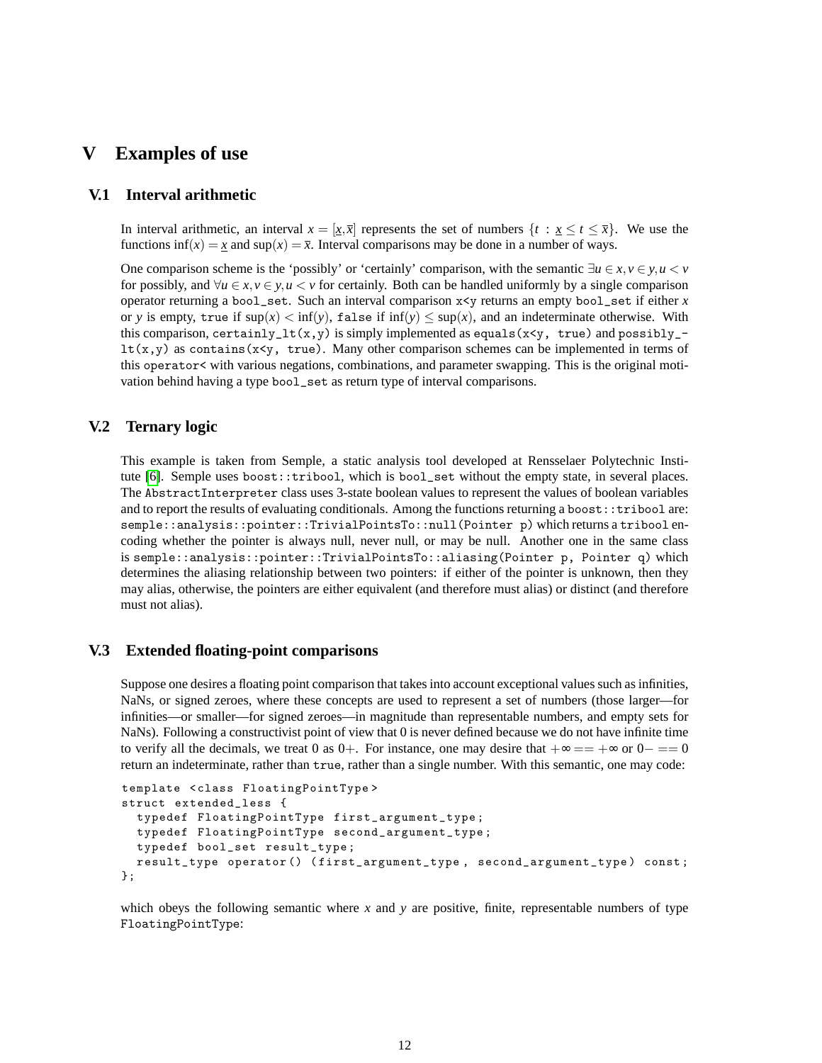# V Examples of use

## V.1 Interval arithmetic

In interval arithmetic, an interval $x = [\underline{x}, \overline{x}]$ represents the set of numbers $\{t : \underline{x} \leq t \leq \overline{x}\}$. We use the functions $\inf(x) = \underline{x}$ and $\sup(x) = \overline{x}$. Interval comparisons may be done in a number of ways.

One comparison scheme is the 'possibly' or 'certainly' comparison, with the semantic $\exists u \in x, v \in y, u < v$ for possibly, and $\forall u \in x, v \in y, u < v$ for certainly. Both can be handled uniformly by a single comparison operator returning a `bool_set`. Such an interval comparison `x<y` returns an empty `bool_set` if either $x$ or $y$ is empty, `true` if $\sup(x) < \inf(y)$, `false` if $\inf(y) \leq \sup(x)$, and an indeterminate otherwise. With this comparison, `certainly_lt(x,y)` is simply implemented as `equals(x<y, true)` and `possibly_lt(x,y)` as `contains(x<y, true)`. Many other comparison schemes can be implemented in terms of this `operator<` with various negations, combinations, and parameter swapping. This is the original motivation behind having a type `bool_set` as return type of interval comparisons.

## V.2 Ternary logic

This example is taken from Semple, a static analysis tool developed at Rensselaer Polytechnic Institute [6]. Semple uses `boost::tribool`, which is `bool_set` without the empty state, in several places. The `AbstractInterpreter` class uses 3-state boolean values to represent the values of boolean variables and to report the results of evaluating conditionals. Among the functions returning a `boost::tribool` are: `semple::analysis::pointer::TrivialPointsTo::null(Pointer p)` which returns a `tribool` encoding whether the pointer is always null, never null, or may be null. Another one in the same class is `semple::analysis::pointer::TrivialPointsTo::aliasing(Pointer p, Pointer q)` which determines the aliasing relationship between two pointers: if either of the pointer is unknown, then they may alias, otherwise, the pointers are either equivalent (and therefore must alias) or distinct (and therefore must not alias).

## V.3 Extended floating-point comparisons

Suppose one desires a floating point comparison that takes into account exceptional values such as infinities, NaNs, or signed zeroes, where these concepts are used to represent a set of numbers (those larger—for infinities—or smaller—for signed zeroes—in magnitude than representable numbers, and empty sets for NaNs). Following a constructivist point of view that 0 is never defined because we do not have infinite time to verify all the decimals, we treat 0 as $0+$. For instance, one may desire that $+\infty == +\infty$ or $0- == 0$ return an indeterminate, rather than `true`, rather than a single number. With this semantic, one may code:

```
template <class FloatingPointType>
struct extended_less {
  typedef FloatingPointType first_argument_type;
  typedef FloatingPointType second_argument_type;
  typedef bool_set result_type;
  result_type operator() (first_argument_type, second_argument_type) const;
};
```

which obeys the following semantic where $x$ and $y$ are positive, finite, representable numbers of type `FloatingPointType`: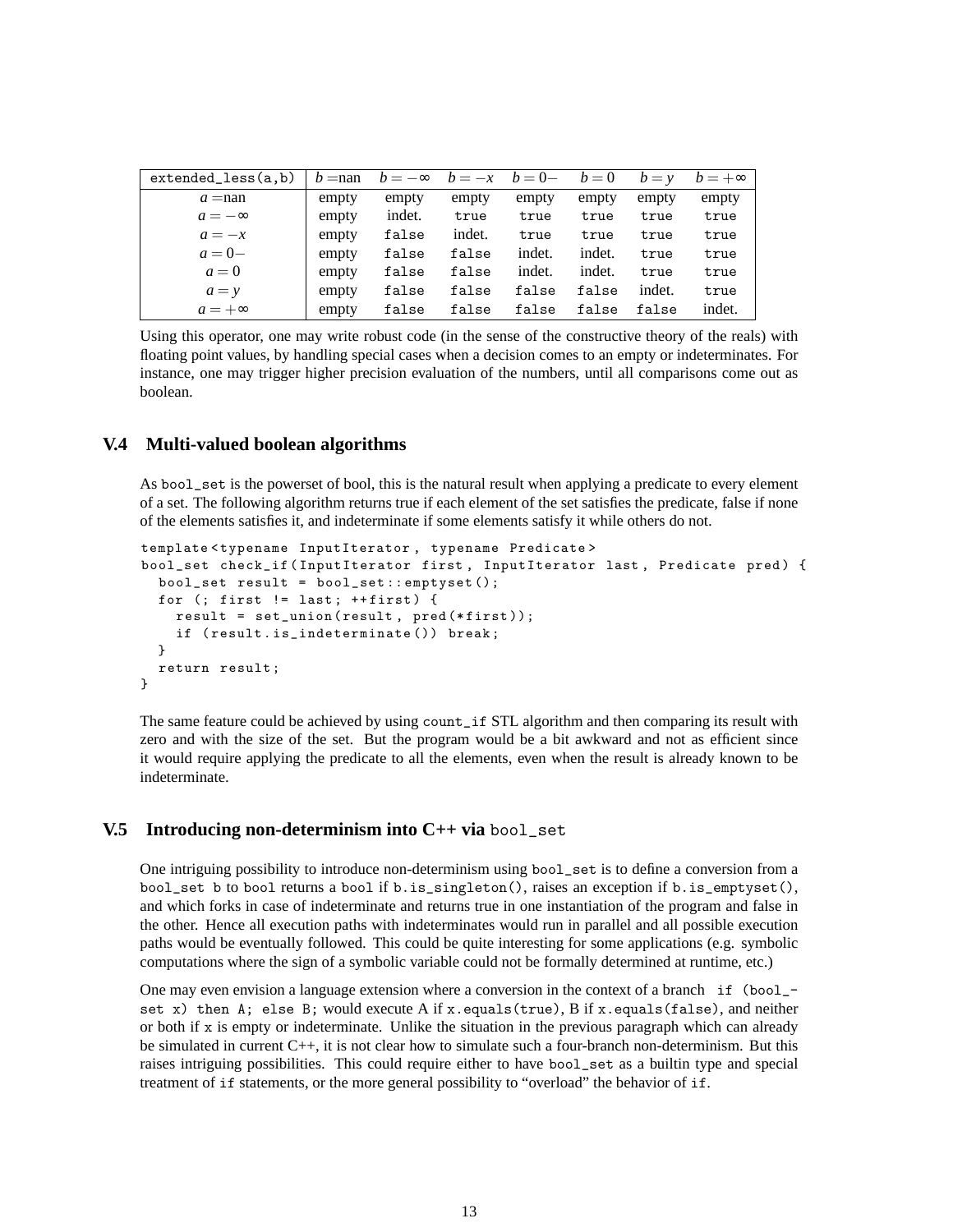| `extended_less(a,b)` | $b=$nan | $b=-\infty$ | $b=-x$ | $b=0-$ | $b=0$ | $b=y$ | $b=+\infty$ |
|---|---|---|---|---|---|---|---|
| $a=$nan | empty | empty | empty | empty | empty | empty | empty |
| $a=-\infty$ | empty | indet. | `true` | `true` | `true` | `true` | `true` |
| $a=-x$ | empty | `false` | indet. | `true` | `true` | `true` | `true` |
| $a=0-$ | empty | `false` | `false` | indet. | indet. | `true` | `true` |
| $a=0$ | empty | `false` | `false` | indet. | indet. | `true` | `true` |
| $a=y$ | empty | `false` | `false` | `false` | `false` | indet. | `true` |
| $a=+\infty$ | empty | `false` | `false` | `false` | `false` | `false` | indet. |

Using this operator, one may write robust code (in the sense of the constructive theory of the reals) with floating point values, by handling special cases when a decision comes to an empty or indeterminates. For instance, one may trigger higher precision evaluation of the numbers, until all comparisons come out as boolean.

## V.4 Multi-valued boolean algorithms

As `bool_set` is the powerset of bool, this is the natural result when applying a predicate to every element of a set. The following algorithm returns true if each element of the set satisfies the predicate, false if none of the elements satisfies it, and indeterminate if some elements satisfy it while others do not.

```
template<typename InputIterator, typename Predicate>
bool_set check_if(InputIterator first, InputIterator last, Predicate pred) {
  bool_set result = bool_set::emptyset();
  for (; first != last; ++first) {
    result = set_union(result, pred(*first));
    if (result.is_indeterminate()) break;
  }
  return result;
}
```

The same feature could be achieved by using `count_if` STL algorithm and then comparing its result with zero and with the size of the set. But the program would be a bit awkward and not as efficient since it would require applying the predicate to all the elements, even when the result is already known to be indeterminate.

## V.5 Introducing non-determinism into C++ via `bool_set`

One intriguing possibility to introduce non-determinism using `bool_set` is to define a conversion from a `bool_set b` to `bool` returns a `bool` if `b.is_singleton()`, raises an exception if `b.is_emptyset()`, and which forks in case of indeterminate and returns true in one instantiation of the program and false in the other. Hence all execution paths with indeterminates would run in parallel and all possible execution paths would be eventually followed. This could be quite interesting for some applications (e.g. symbolic computations where the sign of a symbolic variable could not be formally determined at runtime, etc.)

One may even envision a language extension where a conversion in the context of a branch `if (bool_set x) then A; else B;` would execute A if `x.equals(true)`, B if `x.equals(false)`, and neither or both if `x` is empty or indeterminate. Unlike the situation in the previous paragraph which can already be simulated in current C++, it is not clear how to simulate such a four-branch non-determinism. But this raises intriguing possibilities. This could require either to have `bool_set` as a builtin type and special treatment of `if` statements, or the more general possibility to "overload" the behavior of `if`.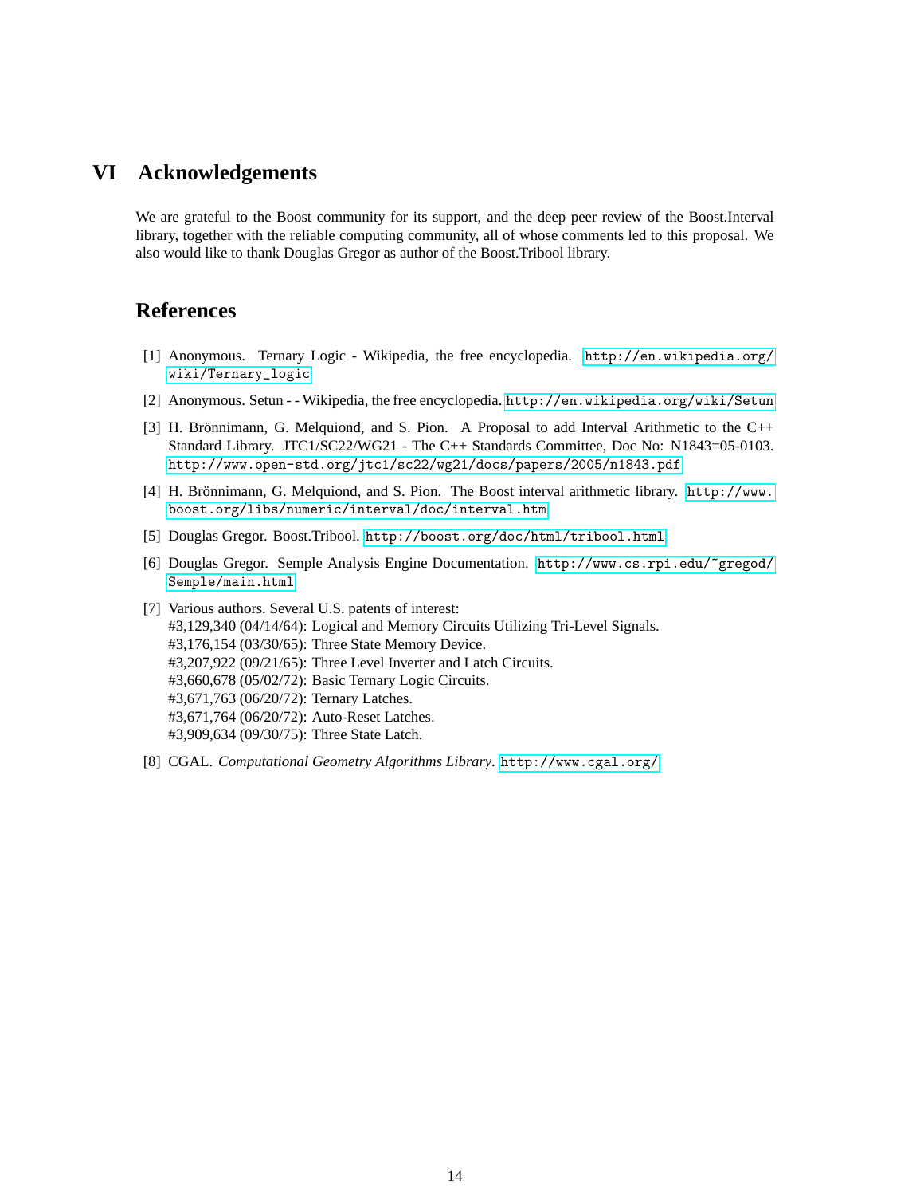# VI Acknowledgements

We are grateful to the Boost community for its support, and the deep peer review of the Boost.Interval library, together with the reliable computing community, all of whose comments led to this proposal. We also would like to thank Douglas Gregor as author of the Boost.Tribool library.

## References

[1] Anonymous. Ternary Logic - Wikipedia, the free encyclopedia. `http://en.wikipedia.org/wiki/Ternary_logic`

[2] Anonymous. Setun - - Wikipedia, the free encyclopedia. `http://en.wikipedia.org/wiki/Setun`

[3] H. Brönnimann, G. Melquiond, and S. Pion. A Proposal to add Interval Arithmetic to the C++ Standard Library. JTC1/SC22/WG21 - The C++ Standards Committee, Doc No: N1843=05-0103. `http://www.open-std.org/jtc1/sc22/wg21/docs/papers/2005/n1843.pdf`

[4] H. Brönnimann, G. Melquiond, and S. Pion. The Boost interval arithmetic library. `http://www.boost.org/libs/numeric/interval/doc/interval.htm`

[5] Douglas Gregor. Boost.Tribool. `http://boost.org/doc/html/tribool.html`

[6] Douglas Gregor. Semple Analysis Engine Documentation. `http://www.cs.rpi.edu/~gregod/Semple/main.html`

[7] Various authors. Several U.S. patents of interest:
#3,129,340 (04/14/64): Logical and Memory Circuits Utilizing Tri-Level Signals.
#3,176,154 (03/30/65): Three State Memory Device.
#3,207,922 (09/21/65): Three Level Inverter and Latch Circuits.
#3,660,678 (05/02/72): Basic Ternary Logic Circuits.
#3,671,763 (06/20/72): Ternary Latches.
#3,671,764 (06/20/72): Auto-Reset Latches.
#3,909,634 (09/30/75): Three State Latch.

[8] CGAL. *Computational Geometry Algorithms Library*. `http://www.cgal.org/`